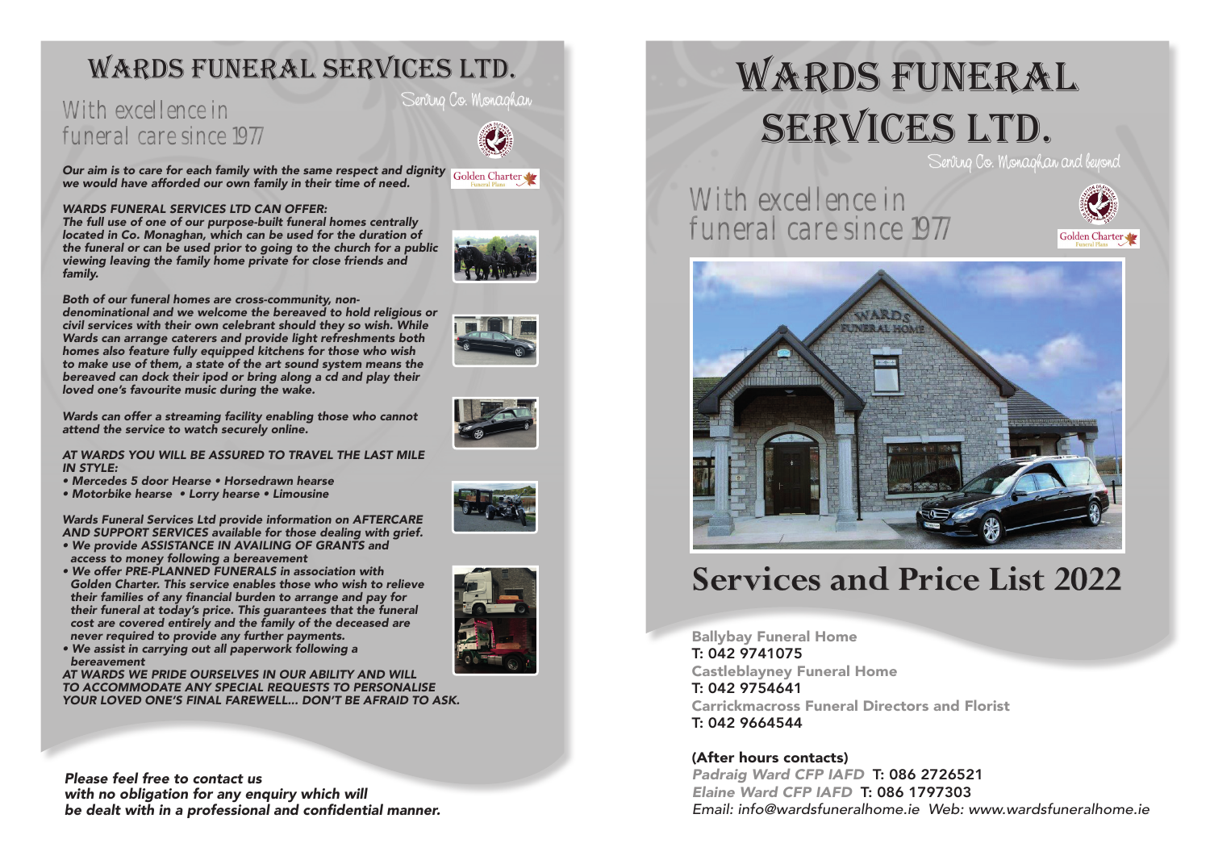# WARDS FUNERAL SERVICES LTD.

Serving Co. Monaghan

## With excellence in funeral care since 1977

*Our aim is to care for each family with the same respect and dignity we would have afforded our own family in their time of need.*

*WARDS FUNERAL SERVICES LTD CAN OFFER:*

*The full use of one of our purpose-built funeral homes centrally located in Co. Monaghan, which can be used for the duration of the funeral or can be used prior to going to the church for a public viewing leaving the family home private for close friends and family.*

*Both of our funeral homes are cross-community, non-denominational and we welcome the bereaved to hold religious or civil services with their own celebrant should they so wish. While Wards can arrange caterers and provide light refreshments both homes also feature fully equipped kitchens for those who wish to make use of them, a state of the art sound system means the bereaved can dock their ipod or bring along a cd and play their loved one's favourite music during the wake.*

*Wards can offer a streaming facility enabling those who cannot attend the service to watch securely online.*

*AT WARDS YOU WILL BE ASSURED TO TRAVEL THE LAST MILE IN STYLE:*

- *Mercedes 5 door Hearse • Horsedrawn hearse*
- *Motorbike hearse • Lorry hearse • Limousine*

*Wards Funeral Services Ltd provide information on AFTERCARE AND SUPPORT SERVICES available for those dealing with grief.*

- *We provide ASSISTANCE IN AVAILING OF GRANTS and access to money following a bereavement*
- *We offer PRE-PLANNED FUNERALS in association with Golden Charter. This service enables those who wish to relieve their families of any financial burden to arrange and pay for their funeral at today's price. This guarantees that the funeral cost are covered entirely and the family of the deceased are never required to provide any further payments.*
- *We assist in carrying out all paperwork following a bereavement*

*AT WARDS WE PRIDE OURSELVES IN OUR ABILITY AND WILL TO ACCOMMODATE ANY SPECIAL REQUESTS TO PERSONALISE YOUR LOVED ONE'S FINAL FAREWELL... DON'T BE AFRAID TO ASK.*

*Please feel free to contact us with no obligation for any enquiry which will be dealt with in a professional and confidential manner.*

# WARDS FUNERAL SERVICES LTD.

Serving Co. Monaghan and beyond

## With excellence in funeral care since 1977

# Services and Price List 2022

**Ballybay Funeral Home**
T: 042 9741075

**Castleblayney Funeral Home**
T: 042 9754641

**Carrickmacross Funeral Directors and Florist**
T: 042 9664544

**(After hours contacts)**

*Padraig Ward CFP IAFD* T: 086 2726521

*Elaine Ward CFP IAFD* T: 086 1797303

*Email: info@wardsfuneralhome.ie Web: www.wardsfuneralhome.ie*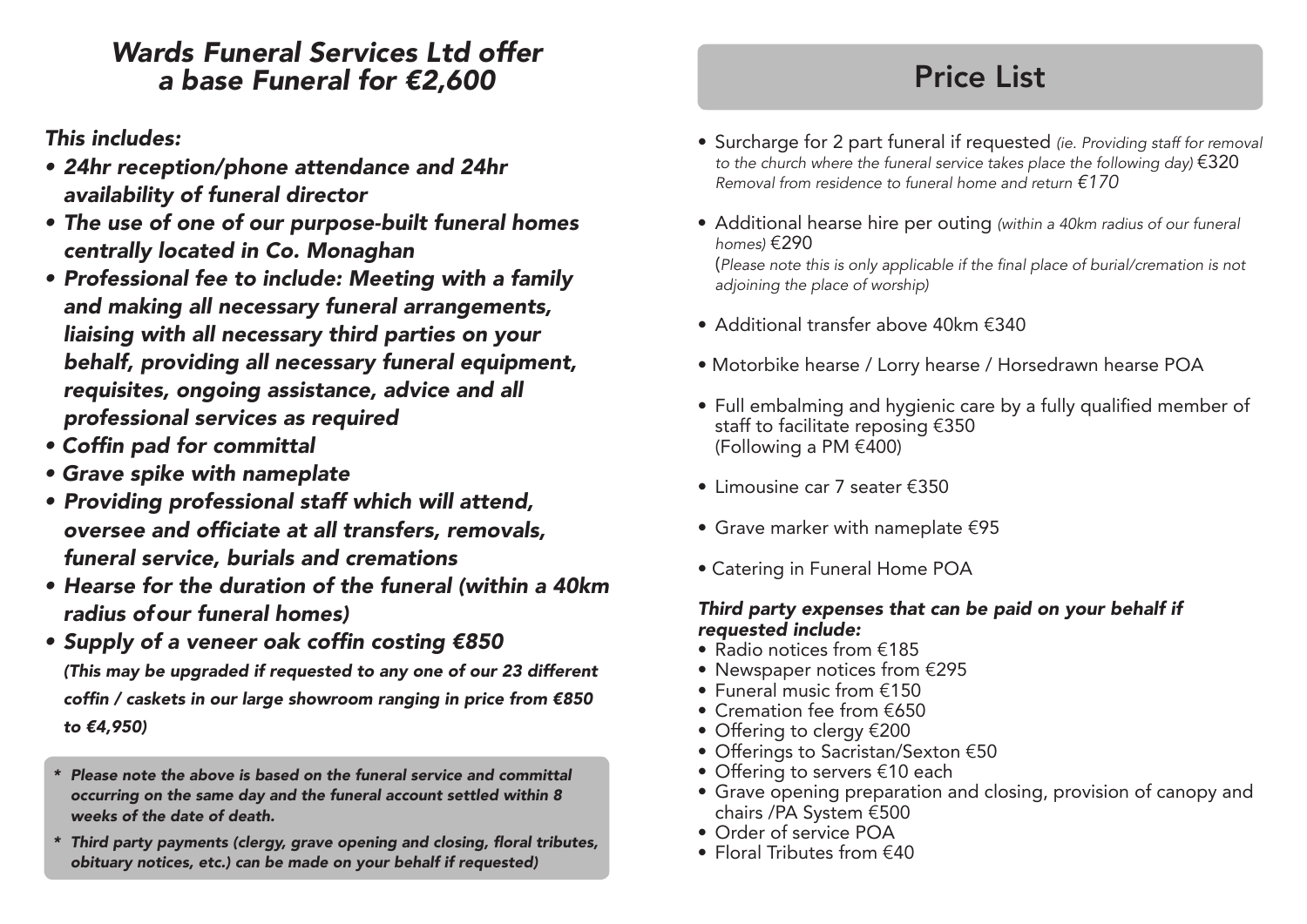## *Wards Funeral Services Ltd offer a base Funeral for €2,600*

***This includes:***

- ***24hr reception/phone attendance and 24hr availability of funeral director***
- ***The use of one of our purpose-built funeral homes centrally located in Co. Monaghan***
- ***Professional fee to include: Meeting with a family and making all necessary funeral arrangements, liaising with all necessary third parties on your behalf, providing all necessary funeral equipment, requisites, ongoing assistance, advice and all professional services as required***
- ***Coffin pad for committal***
- ***Grave spike with nameplate***
- ***Providing professional staff which will attend, oversee and officiate at all transfers, removals, funeral service, burials and cremations***
- ***Hearse for the duration of the funeral (within a 40km radius of our funeral homes)***
- ***Supply of a veneer oak coffin costing €850***
  ***(This may be upgraded if requested to any one of our 23 different coffin / caskets in our large showroom ranging in price from €850 to €4,950)***

*\* Please note the above is based on the funeral service and committal occurring on the same day and the funeral account settled within 8 weeks of the date of death.*

*\* Third party payments (clergy, grave opening and closing, floral tributes, obituary notices, etc.) can be made on your behalf if requested)*

## Price List

- Surcharge for 2 part funeral if requested *(ie. Providing staff for removal to the church where the funeral service takes place the following day)* €320
  *Removal from residence to funeral home and return €170*
- Additional hearse hire per outing *(within a 40km radius of our funeral homes)* €290
  (*Please note this is only applicable if the final place of burial/cremation is not adjoining the place of worship)*
- Additional transfer above 40km €340
- Motorbike hearse / Lorry hearse / Horsedrawn hearse POA
- Full embalming and hygienic care by a fully qualified member of staff to facilitate reposing €350
  (Following a PM €400)
- Limousine car 7 seater €350
- Grave marker with nameplate €95
- Catering in Funeral Home POA

***Third party expenses that can be paid on your behalf if requested include:***

- Radio notices from €185
- Newspaper notices from €295
- Funeral music from €150
- Cremation fee from €650
- Offering to clergy €200
- Offerings to Sacristan/Sexton €50
- Offering to servers €10 each
- Grave opening preparation and closing, provision of canopy and chairs /PA System €500
- Order of service POA
- Floral Tributes from €40